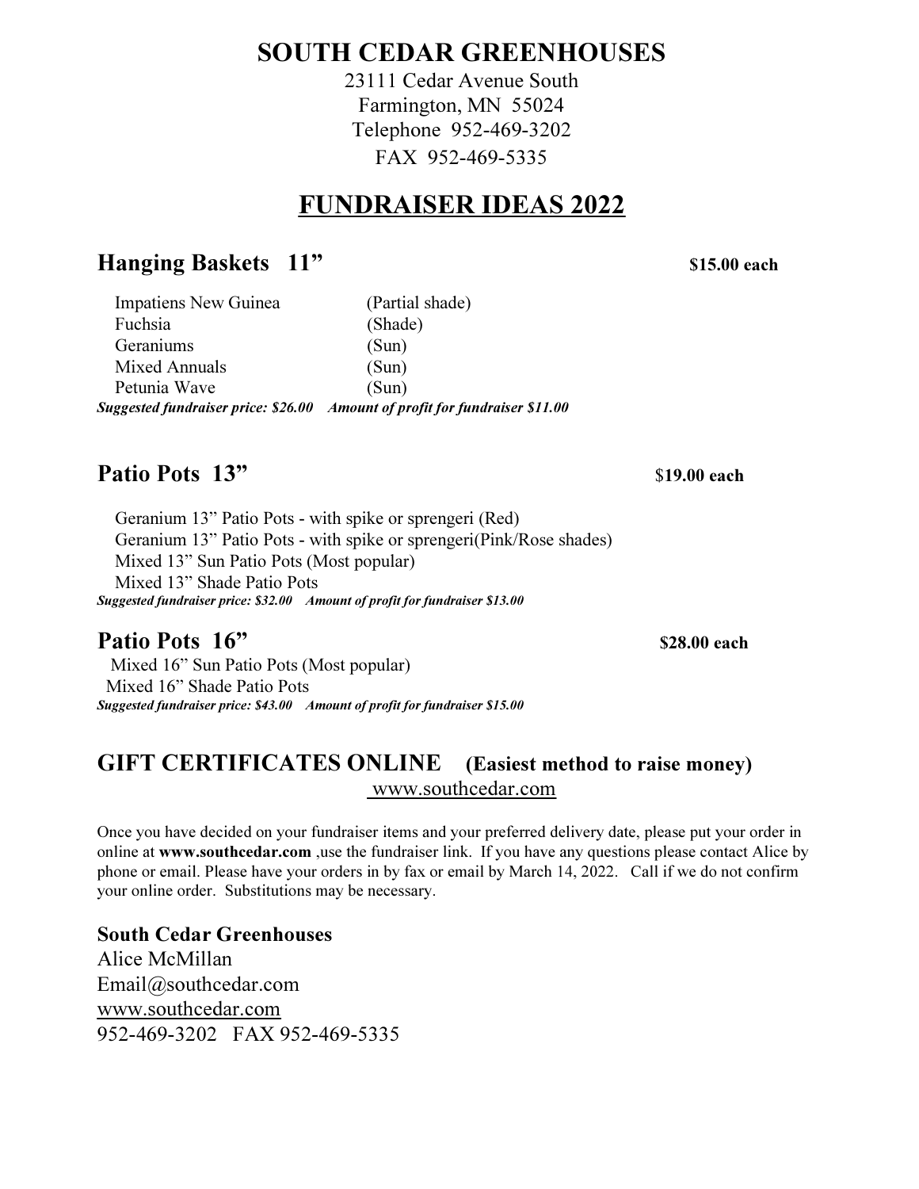# SOUTH CEDAR GREENHOUSES

23111 Cedar Avenue South
Farmington, MN 55024
Telephone 952-469-3202
FAX 952-469-5335

## FUNDRAISER IDEAS 2022

### Hanging Baskets 11" — $15.00 each

| Plant | Light |
|---|---|
| Impatiens New Guinea | (Partial shade) |
| Fuchsia | (Shade) |
| Geraniums | (Sun) |
| Mixed Annuals | (Sun) |
| Petunia Wave | (Sun) |

***Suggested fundraiser price: $26.00 Amount of profit for fundraiser $11.00***

### Patio Pots 13" — $19.00 each

Geranium 13" Patio Pots - with spike or sprengeri (Red)
Geranium 13" Patio Pots - with spike or sprengeri(Pink/Rose shades)
Mixed 13" Sun Patio Pots (Most popular)
Mixed 13" Shade Patio Pots

***Suggested fundraiser price: $32.00 Amount of profit for fundraiser $13.00***

### Patio Pots 16" — $28.00 each

Mixed 16" Sun Patio Pots (Most popular)
Mixed 16" Shade Patio Pots

***Suggested fundraiser price: $43.00 Amount of profit for fundraiser $15.00***

## GIFT CERTIFICATES ONLINE (Easiest method to raise money)

www.southcedar.com

Once you have decided on your fundraiser items and your preferred delivery date, please put your order in online at **www.southcedar.com** ,use the fundraiser link. If you have any questions please contact Alice by phone or email. Please have your orders in by fax or email by March 14, 2022. Call if we do not confirm your online order. Substitutions may be necessary.

**South Cedar Greenhouses**
Alice McMillan
Email@southcedar.com
www.southcedar.com
952-469-3202 FAX 952-469-5335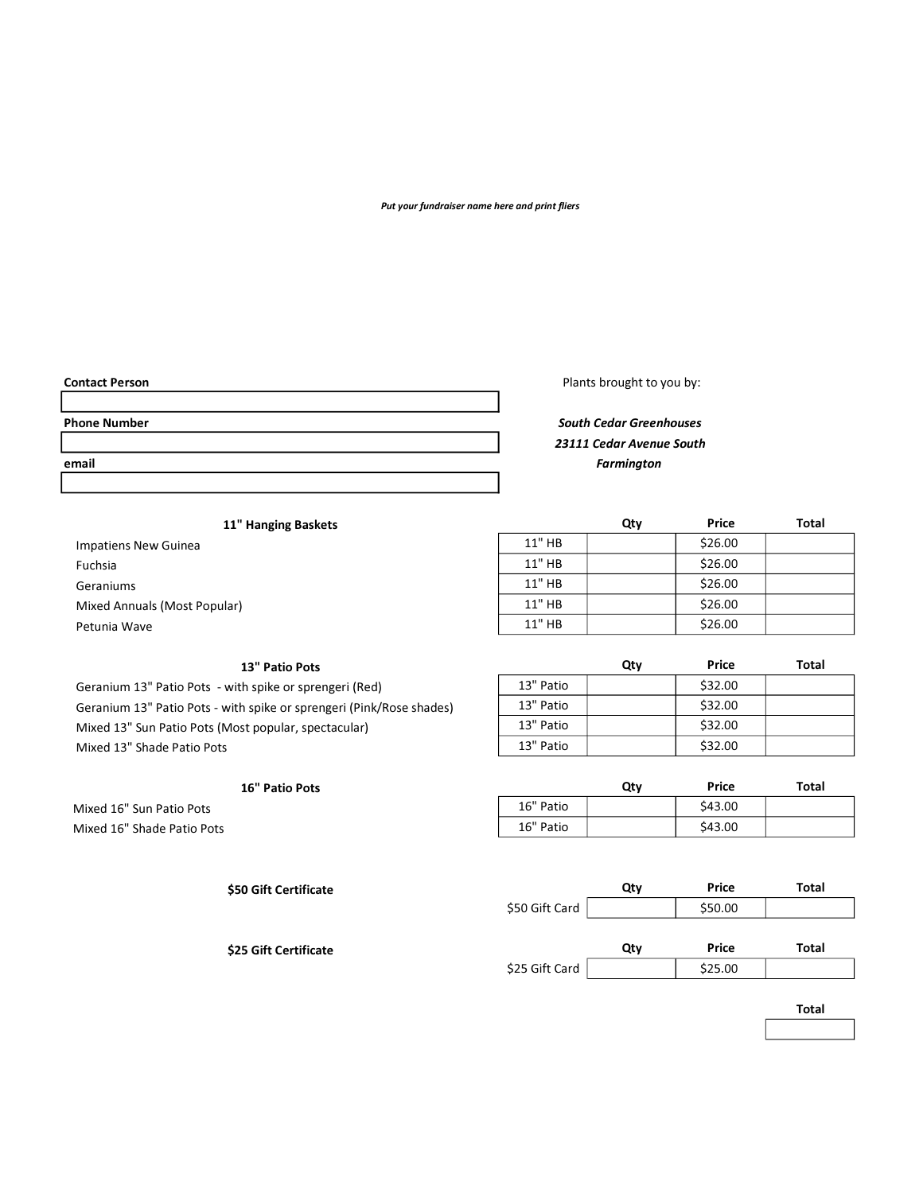*Put your fundraiser name here and print fliers*

**Contact Person**

| |
|---|
| |

**Phone Number**

| |
|---|
| |

**email**

| |
|---|
| |

Plants brought to you by:

***South Cedar Greenhouses***
***23111 Cedar Avenue South***
***Farmington***

| **11" Hanging Baskets** | | **Qty** | **Price** | **Total** |
|---|---|---|---|---|
| Impatiens New Guinea | 11" HB | | $26.00 | |
| Fuchsia | 11" HB | | $26.00 | |
| Geraniums | 11" HB | | $26.00 | |
| Mixed Annuals (Most Popular) | 11" HB | | $26.00 | |
| Petunia Wave | 11" HB | | $26.00 | |

| **13" Patio Pots** | | **Qty** | **Price** | **Total** |
|---|---|---|---|---|
| Geranium 13" Patio Pots - with spike or sprengeri (Red) | 13" Patio | | $32.00 | |
| Geranium 13" Patio Pots - with spike or sprengeri (Pink/Rose shades) | 13" Patio | | $32.00 | |
| Mixed 13" Sun Patio Pots (Most popular, spectacular) | 13" Patio | | $32.00 | |
| Mixed 13" Shade Patio Pots | 13" Patio | | $32.00 | |

| **16" Patio Pots** | | **Qty** | **Price** | **Total** |
|---|---|---|---|---|
| Mixed 16" Sun Patio Pots | 16" Patio | | $43.00 | |
| Mixed 16" Shade Patio Pots | 16" Patio | | $43.00 | |

| **$50 Gift Certificate** | | **Qty** | **Price** | **Total** |
|---|---|---|---|---|
| | $50 Gift Card | | $50.00 | |

| **$25 Gift Certificate** | | **Qty** | **Price** | **Total** |
|---|---|---|---|---|
| | $25 Gift Card | | $25.00 | |

| **Total** |
|---|
| |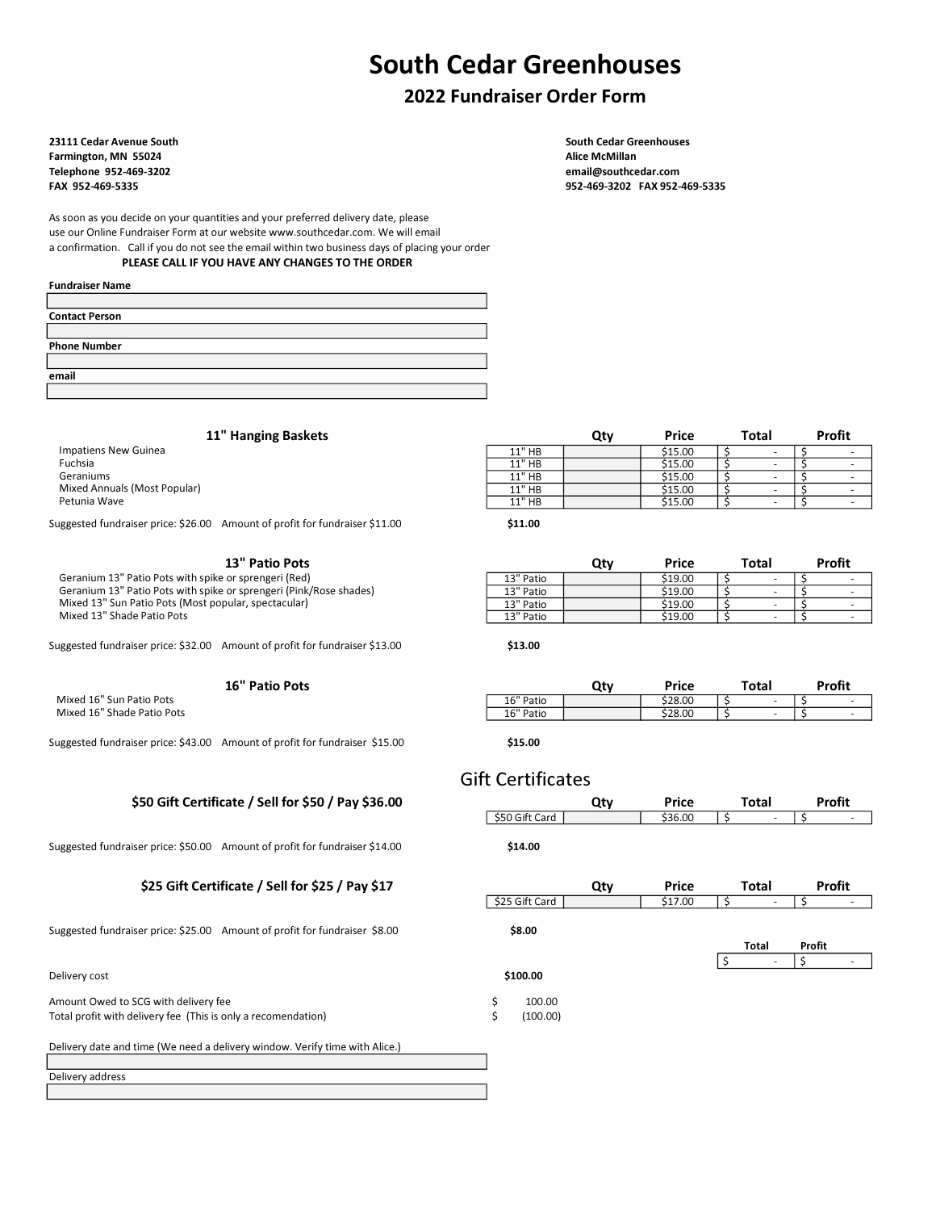# South Cedar Greenhouses

## 2022 Fundraiser Order Form

**23111 Cedar Avenue South**
**Farmington, MN 55024**
**Telephone 952-469-3202**
**FAX 952-469-5335**

**South Cedar Greenhouses**
**Alice McMillan**
**email@southcedar.com**
**952-469-3202 FAX 952-469-5335**

As soon as you decide on your quantities and your preferred delivery date, please use our Online Fundraiser Form at our website www.southcedar.com. We will email a confirmation. Call if you do not see the email within two business days of placing your order

**PLEASE CALL IF YOU HAVE ANY CHANGES TO THE ORDER**

**Fundraiser Name**

**Contact Person**

**Phone Number**

**email**

### 11" Hanging Baskets

| Item | | Qty | Price | Total | Profit |
|---|---|---|---|---|---|
| Impatiens New Guinea | 11" HB | | $15.00 | $ - | $ - |
| Fuchsia | 11" HB | | $15.00 | $ - | $ - |
| Geraniums | 11" HB | | $15.00 | $ - | $ - |
| Mixed Annuals (Most Popular) | 11" HB | | $15.00 | $ - | $ - |
| Petunia Wave | 11" HB | | $15.00 | $ - | $ - |

Suggested fundraiser price: $26.00 Amount of profit for fundraiser $11.00 **$11.00**

### 13" Patio Pots

| Item | | Qty | Price | Total | Profit |
|---|---|---|---|---|---|
| Geranium 13" Patio Pots with spike or sprengeri (Red) | 13" Patio | | $19.00 | $ - | $ - |
| Geranium 13" Patio Pots with spike or sprengeri (Pink/Rose shades) | 13" Patio | | $19.00 | $ - | $ - |
| Mixed 13" Sun Patio Pots (Most popular, spectacular) | 13" Patio | | $19.00 | $ - | $ - |
| Mixed 13" Shade Patio Pots | 13" Patio | | $19.00 | $ - | $ - |

Suggested fundraiser price: $32.00 Amount of profit for fundraiser $13.00 **$13.00**

### 16" Patio Pots

| Item | | Qty | Price | Total | Profit |
|---|---|---|---|---|---|
| Mixed 16" Sun Patio Pots | 16" Patio | | $28.00 | $ - | $ - |
| Mixed 16" Shade Patio Pots | 16" Patio | | $28.00 | $ - | $ - |

Suggested fundraiser price: $43.00 Amount of profit for fundraiser $15.00 **$15.00**

## Gift Certificates

### $50 Gift Certificate / Sell for $50 / Pay $36.00

| | Qty | Price | Total | Profit |
|---|---|---|---|---|
| $50 Gift Card | | $36.00 | $ - | $ - |

Suggested fundraiser price: $50.00 Amount of profit for fundraiser $14.00 **$14.00**

### $25 Gift Certificate / Sell for $25 / Pay $17

| | Qty | Price | Total | Profit |
|---|---|---|---|---|
| $25 Gift Card | | $17.00 | $ - | $ - |

Suggested fundraiser price: $25.00 Amount of profit for fundraiser $8.00 **$8.00**

| Total | Profit |
|---|---|
| $ - | $ - |

Delivery cost **$100.00**

Amount Owed to SCG with delivery fee $ 100.00
Total profit with delivery fee (This is only a recomendation) $ (100.00)

Delivery date and time (We need a delivery window. Verify time with Alice.)

Delivery address